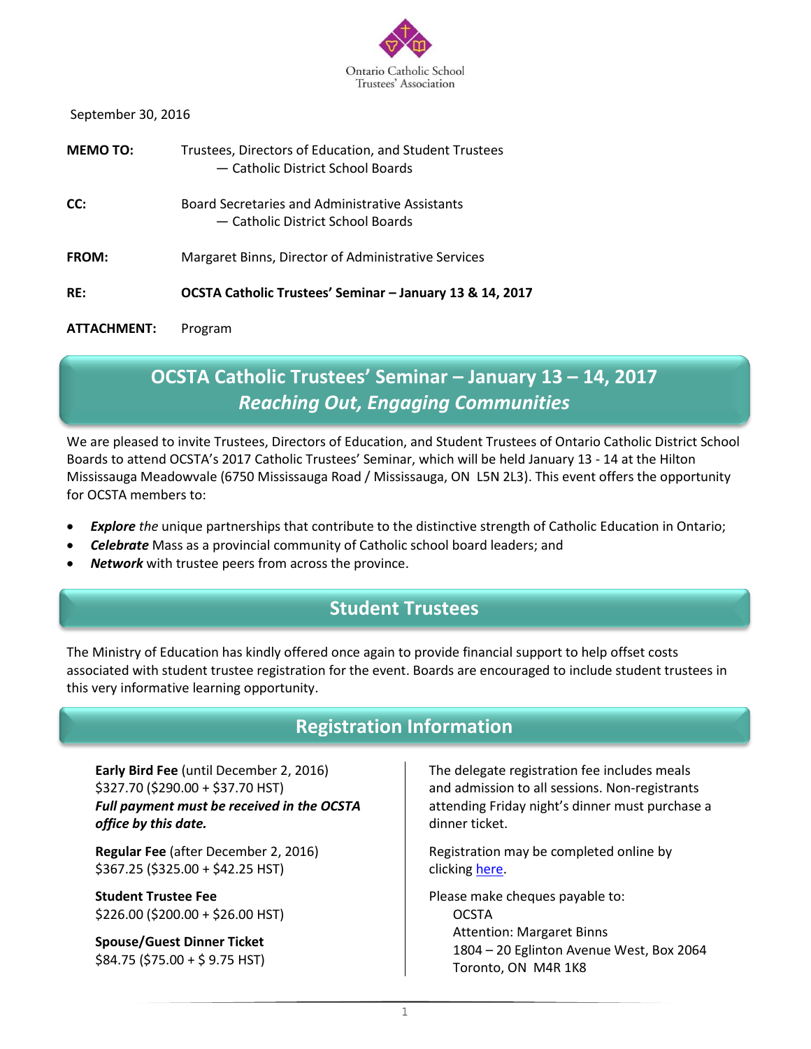Ontario Catholic School Trustees' Association

September 30, 2016

**MEMO TO:** Trustees, Directors of Education, and Student Trustees
— Catholic District School Boards

**CC:** Board Secretaries and Administrative Assistants
— Catholic District School Boards

**FROM:** Margaret Binns, Director of Administrative Services

**RE:** **OCSTA Catholic Trustees' Seminar – January 13 & 14, 2017**

**ATTACHMENT:** Program

## OCSTA Catholic Trustees' Seminar – January 13 – 14, 2017
## *Reaching Out, Engaging Communities*

We are pleased to invite Trustees, Directors of Education, and Student Trustees of Ontario Catholic District School Boards to attend OCSTA's 2017 Catholic Trustees' Seminar, which will be held January 13 - 14 at the Hilton Mississauga Meadowvale (6750 Mississauga Road / Mississauga, ON L5N 2L3). This event offers the opportunity for OCSTA members to:

- ***Explore** the* unique partnerships that contribute to the distinctive strength of Catholic Education in Ontario;
- ***Celebrate*** Mass as a provincial community of Catholic school board leaders; and
- ***Network*** with trustee peers from across the province.

## Student Trustees

The Ministry of Education has kindly offered once again to provide financial support to help offset costs associated with student trustee registration for the event. Boards are encouraged to include student trustees in this very informative learning opportunity.

## Registration Information

**Early Bird Fee** (until December 2, 2016)
$327.70 ($290.00 + $37.70 HST)
***Full payment must be received in the OCSTA office by this date.***

**Regular Fee** (after December 2, 2016)
$367.25 ($325.00 + $42.25 HST)

**Student Trustee Fee**
$226.00 ($200.00 + $26.00 HST)

**Spouse/Guest Dinner Ticket**
$84.75 ($75.00 + $ 9.75 HST)

The delegate registration fee includes meals and admission to all sessions. Non-registrants attending Friday night's dinner must purchase a dinner ticket.

Registration may be completed online by clicking here.

Please make cheques payable to:
OCSTA
Attention: Margaret Binns
1804 – 20 Eglinton Avenue West, Box 2064
Toronto, ON M4R 1K8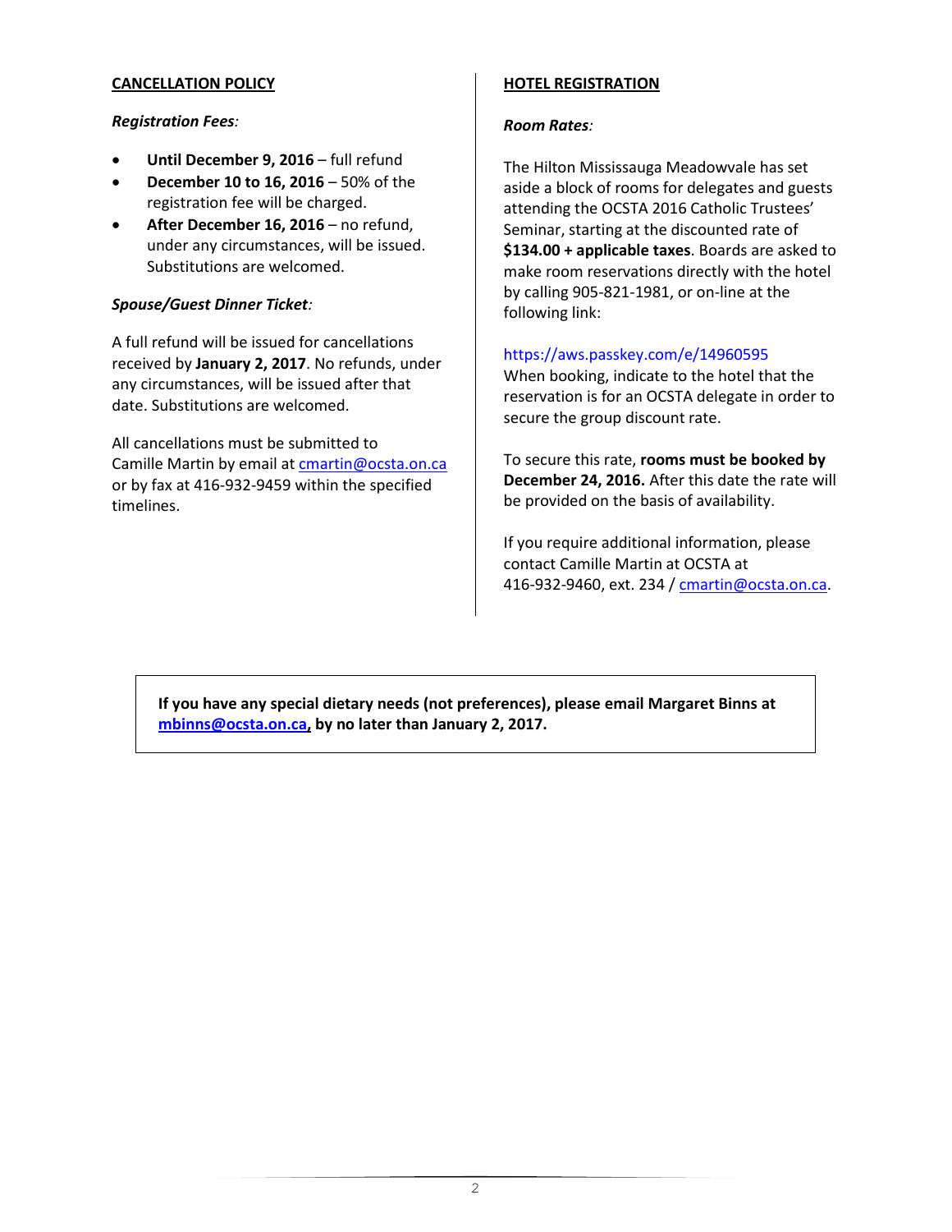## CANCELLATION POLICY

***Registration Fees*:**

- **Until December 9, 2016** – full refund
- **December 10 to 16, 2016** – 50% of the registration fee will be charged.
- **After December 16, 2016** – no refund, under any circumstances, will be issued. Substitutions are welcomed.

***Spouse/Guest Dinner Ticket*:**

A full refund will be issued for cancellations received by **January 2, 2017**. No refunds, under any circumstances, will be issued after that date. Substitutions are welcomed.

All cancellations must be submitted to Camille Martin by email at cmartin@ocsta.on.ca or by fax at 416-932-9459 within the specified timelines.

## HOTEL REGISTRATION

***Room Rates*:**

The Hilton Mississauga Meadowvale has set aside a block of rooms for delegates and guests attending the OCSTA 2016 Catholic Trustees' Seminar, starting at the discounted rate of **$134.00 + applicable taxes**. Boards are asked to make room reservations directly with the hotel by calling 905-821-1981, or on-line at the following link:

https://aws.passkey.com/e/14960595
When booking, indicate to the hotel that the reservation is for an OCSTA delegate in order to secure the group discount rate.

To secure this rate, **rooms must be booked by December 24, 2016.** After this date the rate will be provided on the basis of availability.

If you require additional information, please contact Camille Martin at OCSTA at 416-932-9460, ext. 234 / cmartin@ocsta.on.ca.

**If you have any special dietary needs (not preferences), please email Margaret Binns at mbinns@ocsta.on.ca, by no later than January 2, 2017.**